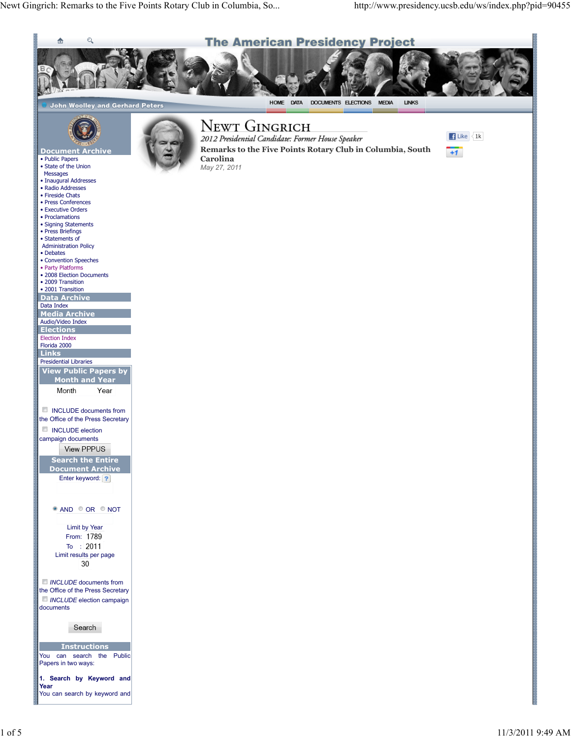# The American Presidency Project

John Woolley and Gerhard Peters

HOME DATA DOCUMENTS ELECTIONS MEDIA LINKS

## Document Archive

- Public Papers
- State of the Union Messages
- Inaugural Addresses
- Radio Addresses
- Fireside Chats
- Press Conferences
- Executive Orders
- Proclamations
- Signing Statements
- Press Briefings
- Statements of Administration Policy
- Debates
- Convention Speeches
- Party Platforms
- 2008 Election Documents
- 2009 Transition
- 2001 Transition

## Data Archive

Data Index

## Media Archive

Audio/Video Index

## Elections

Election Index

Florida 2000

## Links

Presidential Libraries

## View Public Papers by Month and Year

Month Year

INCLUDE documents from the Office of the Press Secretary

INCLUDE election campaign documents

View PPPUS

## Search the Entire Document Archive

Enter keyword:

AND OR NOT

Limit by Year

From: 1789

To : 2011

Limit results per page

30

*INCLUDE* documents from the Office of the Press Secretary

*INCLUDE* election campaign documents

Search

## Instructions

You can search the Public Papers in two ways:

**1. Search by Keyword and Year**

You can search by keyword and

# Newt Gingrich

*2012 Presidential Candidate: Former House Speaker*

**Remarks to the Five Points Rotary Club in Columbia, South Carolina**

*May 27, 2011*

Like 1k

+1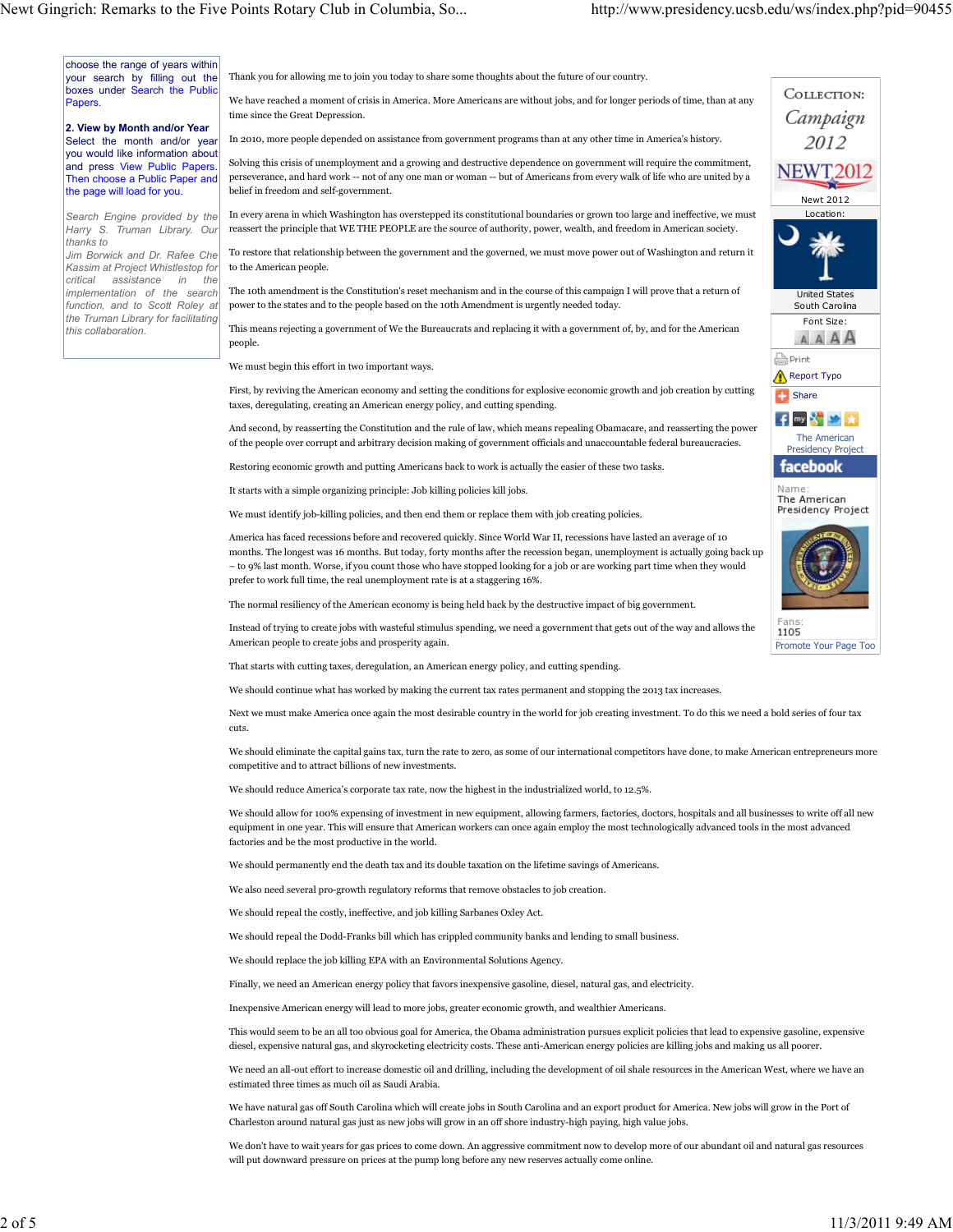choose the range of years within your search by filling out the boxes under Search the Public Papers.

**2. View by Month and/or Year**
Select the month and/or year you would like information about and press View Public Papers. Then choose a Public Paper and the page will load for you.

*Search Engine provided by the Harry S. Truman Library. Our thanks to Jim Borwick and Dr. Rafee Che Kassim at Project Whistlestop for critical assistance in the implementation of the search function, and to Scott Roley at the Truman Library for facilitating this collaboration.*

Thank you for allowing me to join you today to share some thoughts about the future of our country.

We have reached a moment of crisis in America. More Americans are without jobs, and for longer periods of time, than at any time since the Great Depression.

In 2010, more people depended on assistance from government programs than at any other time in America's history.

Solving this crisis of unemployment and a growing and destructive dependence on government will require the commitment, perseverance, and hard work -- not of any one man or woman -- but of Americans from every walk of life who are united by a belief in freedom and self-government.

In every arena in which Washington has overstepped its constitutional boundaries or grown too large and ineffective, we must reassert the principle that WE THE PEOPLE are the source of authority, power, wealth, and freedom in American society.

To restore that relationship between the government and the governed, we must move power out of Washington and return it to the American people.

The 10th amendment is the Constitution's reset mechanism and in the course of this campaign I will prove that a return of power to the states and to the people based on the 10th Amendment is urgently needed today.

This means rejecting a government of We the Bureaucrats and replacing it with a government of, by, and for the American people.

We must begin this effort in two important ways.

First, by reviving the American economy and setting the conditions for explosive economic growth and job creation by cutting taxes, deregulating, creating an American energy policy, and cutting spending.

And second, by reasserting the Constitution and the rule of law, which means repealing Obamacare, and reasserting the power of the people over corrupt and arbitrary decision making of government officials and unaccountable federal bureaucracies.

Restoring economic growth and putting Americans back to work is actually the easier of these two tasks.

It starts with a simple organizing principle: Job killing policies kill jobs.

We must identify job-killing policies, and then end them or replace them with job creating policies.

America has faced recessions before and recovered quickly. Since World War II, recessions have lasted an average of 10 months. The longest was 16 months. But today, forty months after the recession began, unemployment is actually going back up – to 9% last month. Worse, if you count those who have stopped looking for a job or are working part time when they would prefer to work full time, the real unemployment rate is at a staggering 16%.

The normal resiliency of the American economy is being held back by the destructive impact of big government.

Instead of trying to create jobs with wasteful stimulus spending, we need a government that gets out of the way and allows the American people to create jobs and prosperity again.

That starts with cutting taxes, deregulation, an American energy policy, and cutting spending.

We should continue what has worked by making the current tax rates permanent and stopping the 2013 tax increases.

Next we must make America once again the most desirable country in the world for job creating investment. To do this we need a bold series of four tax cuts.

We should eliminate the capital gains tax, turn the rate to zero, as some of our international competitors have done, to make American entrepreneurs more competitive and to attract billions of new investments.

We should reduce America's corporate tax rate, now the highest in the industrialized world, to 12.5%.

We should allow for 100% expensing of investment in new equipment, allowing farmers, factories, doctors, hospitals and all businesses to write off all new equipment in one year. This will ensure that American workers can once again employ the most technologically advanced tools in the most advanced factories and be the most productive in the world.

We should permanently end the death tax and its double taxation on the lifetime savings of Americans.

We also need several pro-growth regulatory reforms that remove obstacles to job creation.

We should repeal the costly, ineffective, and job killing Sarbanes Oxley Act.

We should repeal the Dodd-Franks bill which has crippled community banks and lending to small business.

We should replace the job killing EPA with an Environmental Solutions Agency.

Finally, we need an American energy policy that favors inexpensive gasoline, diesel, natural gas, and electricity.

Inexpensive American energy will lead to more jobs, greater economic growth, and wealthier Americans.

This would seem to be an all too obvious goal for America, the Obama administration pursues explicit policies that lead to expensive gasoline, expensive diesel, expensive natural gas, and skyrocketing electricity costs. These anti-American energy policies are killing jobs and making us all poorer.

We need an all-out effort to increase domestic oil and drilling, including the development of oil shale resources in the American West, where we have an estimated three times as much oil as Saudi Arabia.

We have natural gas off South Carolina which will create jobs in South Carolina and an export product for America. New jobs will grow in the Port of Charleston around natural gas just as new jobs will grow in an off shore industry-high paying, high value jobs.

We don't have to wait years for gas prices to come down. An aggressive commitment now to develop more of our abundant oil and natural gas resources will put downward pressure on prices at the pump long before any new reserves actually come online.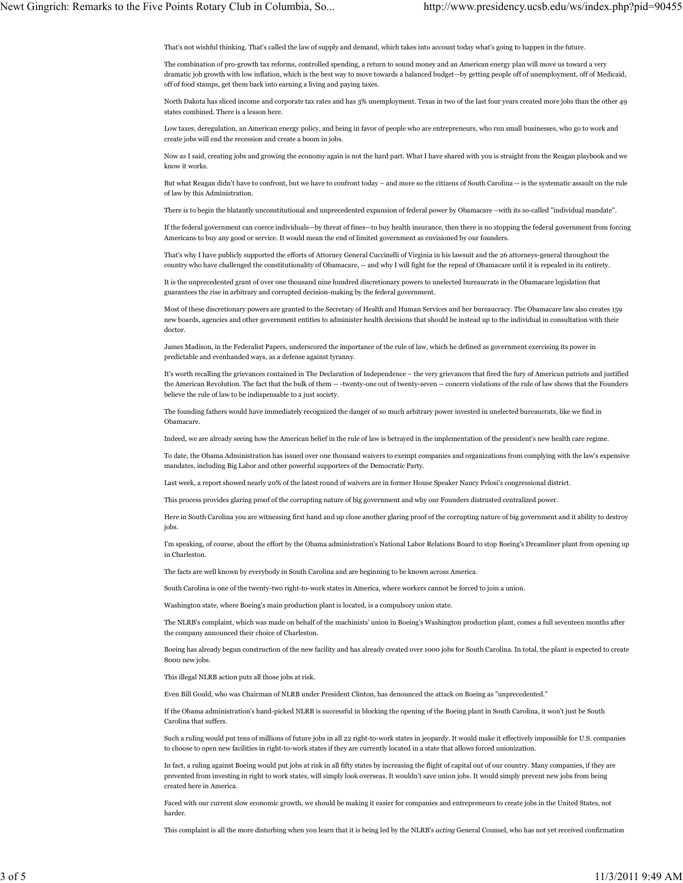That's not wishful thinking. That's called the law of supply and demand, which takes into account today what's going to happen in the future.

The combination of pro-growth tax reforms, controlled spending, a return to sound money and an American energy plan will move us toward a very dramatic job growth with low inflation, which is the best way to move towards a balanced budget—by getting people off of unemployment, off of Medicaid, off of food stamps, get them back into earning a living and paying taxes.

North Dakota has sliced income and corporate tax rates and has 3% unemployment. Texas in two of the last four years created more jobs than the other 49 states combined. There is a lesson here.

Low taxes, deregulation, an American energy policy, and being in favor of people who are entrepreneurs, who run small businesses, who go to work and create jobs will end the recession and create a boom in jobs.

Now as I said, creating jobs and growing the economy again is not the hard part. What I have shared with you is straight from the Reagan playbook and we know it works.

But what Reagan didn't have to confront, but we have to confront today – and more so the citizens of South Carolina -- is the systematic assault on the rule of law by this Administration.

There is to begin the blatantly unconstitutional and unprecedented expansion of federal power by Obamacare –with its so-called "individual mandate".

If the federal government can coerce individuals—by threat of fines—to buy health insurance, then there is no stopping the federal government from forcing Americans to buy any good or service. It would mean the end of limited government as envisioned by our founders.

That's why I have publicly supported the efforts of Attorney General Cuccinelli of Virginia in his lawsuit and the 26 attorneys-general throughout the country who have challenged the constitutionality of Obamacare, -- and why I will fight for the repeal of Obamacare until it is repealed in its entirety.

It is the unprecedented grant of over one thousand nine hundred discretionary powers to unelected bureaucrats in the Obamacare legislation that guarantees the rise in arbitrary and corrupted decision-making by the federal government.

Most of these discretionary powers are granted to the Secretary of Health and Human Services and her bureaucracy. The Obamacare law also creates 159 new boards, agencies and other government entities to administer health decisions that should be instead up to the individual in consultation with their doctor.

James Madison, in the Federalist Papers, underscored the importance of the rule of law, which he defined as government exercising its power in predictable and evenhanded ways, as a defense against tyranny.

It's worth recalling the grievances contained in The Declaration of Independence – the very grievances that fired the fury of American patriots and justified the American Revolution. The fact that the bulk of them -- -twenty-one out of twenty-seven -- concern violations of the rule of law shows that the Founders believe the rule of law to be indispensable to a just society.

The founding fathers would have immediately recognized the danger of so much arbitrary power invested in unelected bureaucrats, like we find in Obamacare.

Indeed, we are already seeing how the American belief in the rule of law is betrayed in the implementation of the president's new health care regime.

To date, the Obama Administration has issued over one thousand waivers to exempt companies and organizations from complying with the law's expensive mandates, including Big Labor and other powerful supporters of the Democratic Party.

Last week, a report showed nearly 20% of the latest round of waivers are in former House Speaker Nancy Pelosi's congressional district.

This process provides glaring proof of the corrupting nature of big government and why our Founders distrusted centralized power.

Here in South Carolina you are witnessing first hand and up close another glaring proof of the corrupting nature of big government and it ability to destroy jobs.

I'm speaking, of course, about the effort by the Obama administration's National Labor Relations Board to stop Boeing's Dreamliner plant from opening up in Charleston.

The facts are well known by everybody in South Carolina and are beginning to be known across America.

South Carolina is one of the twenty-two right-to-work states in America, where workers cannot be forced to join a union.

Washington state, where Boeing's main production plant is located, is a compulsory union state.

The NLRB's complaint, which was made on behalf of the machinists' union in Boeing's Washington production plant, comes a full seventeen months after the company announced their choice of Charleston.

Boeing has already begun construction of the new facility and has already created over 1000 jobs for South Carolina. In total, the plant is expected to create 8000 new jobs.

This illegal NLRB action puts all those jobs at risk.

Even Bill Gould, who was Chairman of NLRB under President Clinton, has denounced the attack on Boeing as "unprecedented."

If the Obama administration's hand-picked NLRB is successful in blocking the opening of the Boeing plant in South Carolina, it won't just be South Carolina that suffers.

Such a ruling would put tens of millions of future jobs in all 22 right-to-work states in jeopardy. It would make it effectively impossible for U.S. companies to choose to open new facilities in right-to-work states if they are currently located in a state that allows forced unionization.

In fact, a ruling against Boeing would put jobs at risk in all fifty states by increasing the flight of capital out of our country. Many companies, if they are prevented from investing in right to work states, will simply look overseas. It wouldn't save union jobs. It would simply prevent new jobs from being created here in America.

Faced with our current slow economic growth, we should be making it easier for companies and entrepreneurs to create jobs in the United States, not harder.

This complaint is all the more disturbing when you learn that it is being led by the NLRB's *acting* General Counsel, who has not yet received confirmation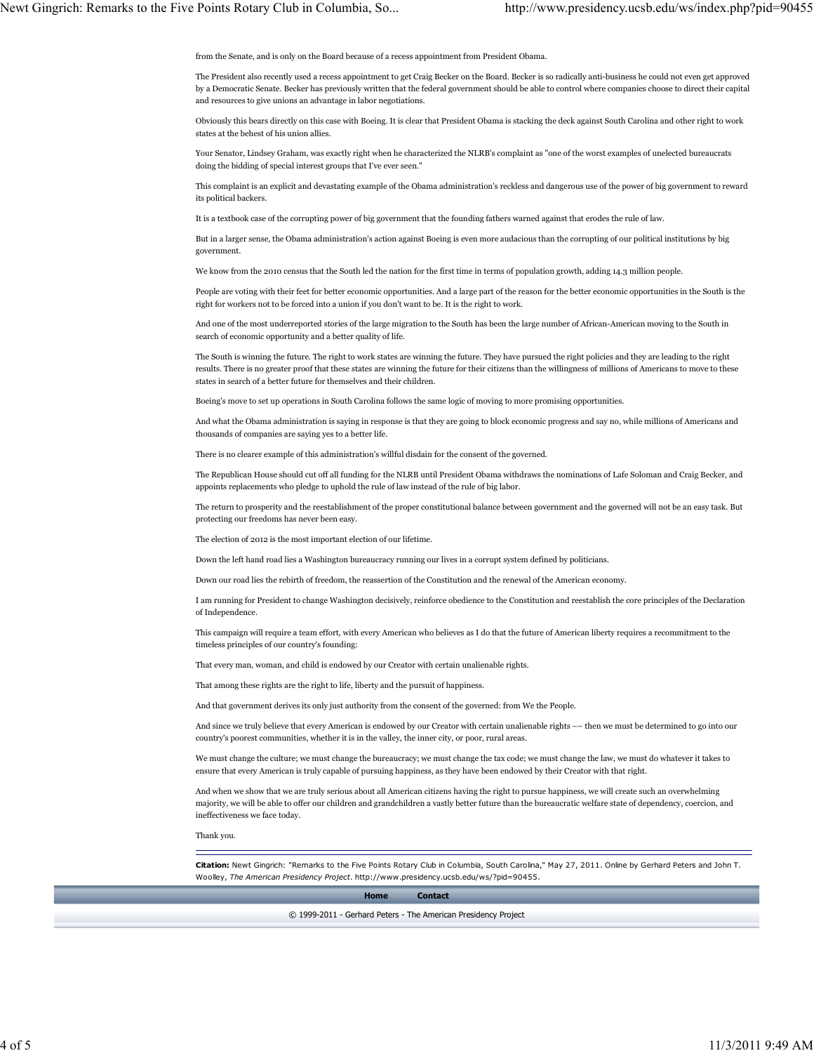from the Senate, and is only on the Board because of a recess appointment from President Obama.

The President also recently used a recess appointment to get Craig Becker on the Board. Becker is so radically anti-business he could not even get approved by a Democratic Senate. Becker has previously written that the federal government should be able to control where companies choose to direct their capital and resources to give unions an advantage in labor negotiations.

Obviously this bears directly on this case with Boeing. It is clear that President Obama is stacking the deck against South Carolina and other right to work states at the behest of his union allies.

Your Senator, Lindsey Graham, was exactly right when he characterized the NLRB's complaint as "one of the worst examples of unelected bureaucrats doing the bidding of special interest groups that I've ever seen."

This complaint is an explicit and devastating example of the Obama administration's reckless and dangerous use of the power of big government to reward its political backers.

It is a textbook case of the corrupting power of big government that the founding fathers warned against that erodes the rule of law.

But in a larger sense, the Obama administration's action against Boeing is even more audacious than the corrupting of our political institutions by big government.

We know from the 2010 census that the South led the nation for the first time in terms of population growth, adding 14.3 million people.

People are voting with their feet for better economic opportunities. And a large part of the reason for the better economic opportunities in the South is the right for workers not to be forced into a union if you don't want to be. It is the right to work.

And one of the most underreported stories of the large migration to the South has been the large number of African-American moving to the South in search of economic opportunity and a better quality of life.

The South is winning the future. The right to work states are winning the future. They have pursued the right policies and they are leading to the right results. There is no greater proof that these states are winning the future for their citizens than the willingness of millions of Americans to move to these states in search of a better future for themselves and their children.

Boeing's move to set up operations in South Carolina follows the same logic of moving to more promising opportunities.

And what the Obama administration is saying in response is that they are going to block economic progress and say no, while millions of Americans and thousands of companies are saying yes to a better life.

There is no clearer example of this administration's willful disdain for the consent of the governed.

The Republican House should cut off all funding for the NLRB until President Obama withdraws the nominations of Lafe Soloman and Craig Becker, and appoints replacements who pledge to uphold the rule of law instead of the rule of big labor.

The return to prosperity and the reestablishment of the proper constitutional balance between government and the governed will not be an easy task. But protecting our freedoms has never been easy.

The election of 2012 is the most important election of our lifetime.

Down the left hand road lies a Washington bureaucracy running our lives in a corrupt system defined by politicians.

Down our road lies the rebirth of freedom, the reassertion of the Constitution and the renewal of the American economy.

I am running for President to change Washington decisively, reinforce obedience to the Constitution and reestablish the core principles of the Declaration of Independence.

This campaign will require a team effort, with every American who believes as I do that the future of American liberty requires a recommitment to the timeless principles of our country's founding:

That every man, woman, and child is endowed by our Creator with certain unalienable rights.

That among these rights are the right to life, liberty and the pursuit of happiness.

And that government derives its only just authority from the consent of the governed: from We the People.

And since we truly believe that every American is endowed by our Creator with certain unalienable rights –– then we must be determined to go into our country's poorest communities, whether it is in the valley, the inner city, or poor, rural areas.

We must change the culture; we must change the bureaucracy; we must change the tax code; we must change the law, we must do whatever it takes to ensure that every American is truly capable of pursuing happiness, as they have been endowed by their Creator with that right.

And when we show that we are truly serious about all American citizens having the right to pursue happiness, we will create such an overwhelming majority, we will be able to offer our children and grandchildren a vastly better future than the bureaucratic welfare state of dependency, coercion, and ineffectiveness we face today.

Thank you.

---

**Citation:** Newt Gingrich: "Remarks to the Five Points Rotary Club in Columbia, South Carolina," May 27, 2011. Online by Gerhard Peters and John T. Woolley, *The American Presidency Project*. http://www.presidency.ucsb.edu/ws/?pid=90455.

**Home** **Contact**

© 1999-2011 - Gerhard Peters - The American Presidency Project